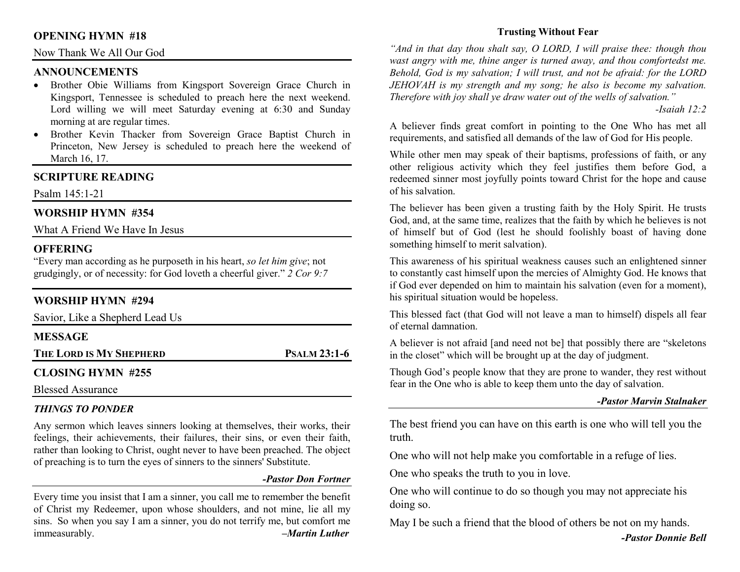## OPENING HYMN #18

Now Thank We All Our God

## ANNOUNCEMENTS

- Brother Obie Williams from Kingsport Sovereign Grace Church in Kingsport, Tennessee is scheduled to preach here the next weekend. Lord willing we will meet Saturday evening at 6:30 and Sunday morning at are regular times.
- Brother Kevin Thacker from Sovereign Grace Baptist Church in Princeton, New Jersey is scheduled to preach here the weekend of March 16, 17.

## SCRIPTURE READING

Psalm 145:1-21

## WORSHIP HYMN #354

What A Friend We Have In Jesus

## OFFERING

"Every man according as he purposeth in his heart, *so let him give*; not grudgingly, or of necessity: for God loveth a cheerful giver." *2 Cor 9:7*

## WORSHIP HYMN #294

Savior, Like a Shepherd Lead Us

## MESSAGE

**THE LORD IS MY SHEPHERD** — **PSALM 23:1-6**

## CLOSING HYMN #255

Blessed Assurance

### *THINGS TO PONDER*

Any sermon which leaves sinners looking at themselves, their works, their feelings, their achievements, their failures, their sins, or even their faith, rather than looking to Christ, ought never to have been preached. The object of preaching is to turn the eyes of sinners to the sinners' Substitute.

***-Pastor Don Fortner***

Every time you insist that I am a sinner, you call me to remember the benefit of Christ my Redeemer, upon whose shoulders, and not mine, lie all my sins. So when you say I am a sinner, you do not terrify me, but comfort me immeasurably. ***–Martin Luther***

### Trusting Without Fear

*"And in that day thou shalt say, O LORD, I will praise thee: though thou wast angry with me, thine anger is turned away, and thou comfortedst me. Behold, God is my salvation; I will trust, and not be afraid: for the LORD JEHOVAH is my strength and my song; he also is become my salvation. Therefore with joy shall ye draw water out of the wells of salvation."*

*-Isaiah 12:2*

A believer finds great comfort in pointing to the One Who has met all requirements, and satisfied all demands of the law of God for His people.

While other men may speak of their baptisms, professions of faith, or any other religious activity which they feel justifies them before God, a redeemed sinner most joyfully points toward Christ for the hope and cause of his salvation.

The believer has been given a trusting faith by the Holy Spirit. He trusts God, and, at the same time, realizes that the faith by which he believes is not of himself but of God (lest he should foolishly boast of having done something himself to merit salvation).

This awareness of his spiritual weakness causes such an enlightened sinner to constantly cast himself upon the mercies of Almighty God. He knows that if God ever depended on him to maintain his salvation (even for a moment), his spiritual situation would be hopeless.

This blessed fact (that God will not leave a man to himself) dispels all fear of eternal damnation.

A believer is not afraid [and need not be] that possibly there are "skeletons in the closet" which will be brought up at the day of judgment.

Though God's people know that they are prone to wander, they rest without fear in the One who is able to keep them unto the day of salvation.

***-Pastor Marvin Stalnaker***

The best friend you can have on this earth is one who will tell you the truth.

One who will not help make you comfortable in a refuge of lies.

One who speaks the truth to you in love.

One who will continue to do so though you may not appreciate his doing so.

May I be such a friend that the blood of others be not on my hands.

***-Pastor Donnie Bell***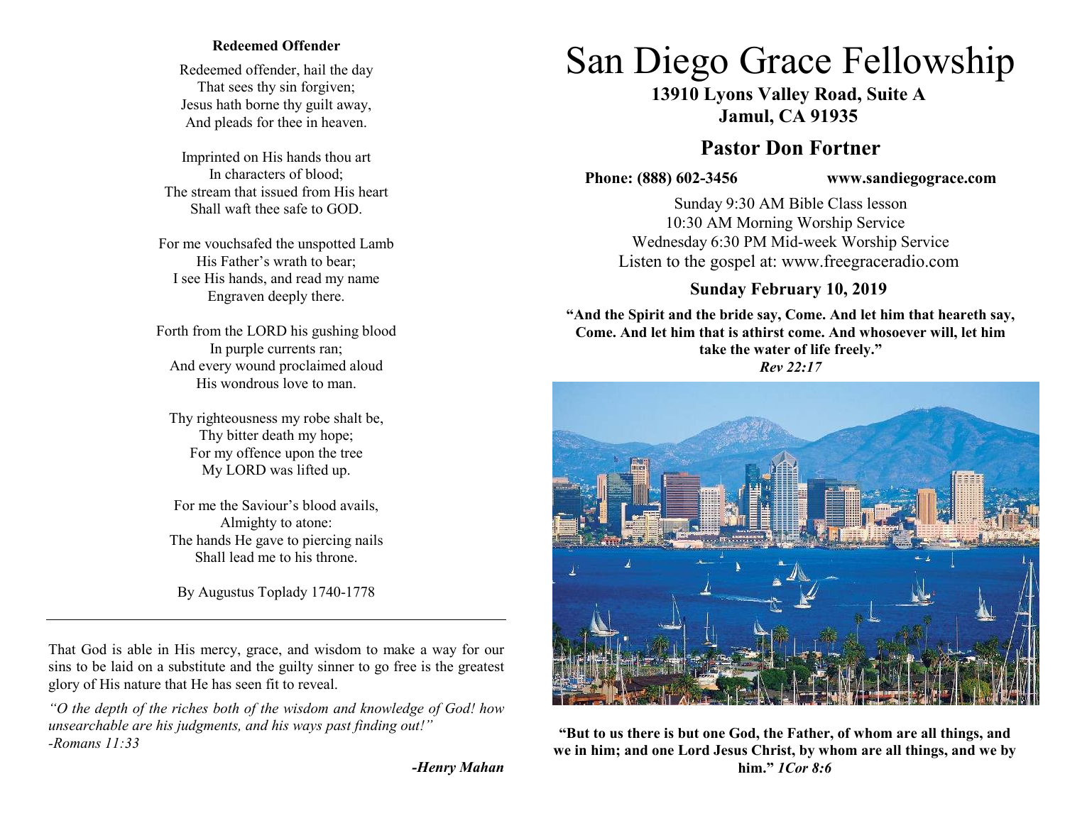**Redeemed Offender**

Redeemed offender, hail the day
That sees thy sin forgiven;
Jesus hath borne thy guilt away,
And pleads for thee in heaven.

Imprinted on His hands thou art
In characters of blood;
The stream that issued from His heart
Shall waft thee safe to GOD.

For me vouchsafed the unspotted Lamb
His Father's wrath to bear;
I see His hands, and read my name
Engraven deeply there.

Forth from the LORD his gushing blood
In purple currents ran;
And every wound proclaimed aloud
His wondrous love to man.

Thy righteousness my robe shalt be,
Thy bitter death my hope;
For my offence upon the tree
My LORD was lifted up.

For me the Saviour's blood avails,
Almighty to atone:
The hands He gave to piercing nails
Shall lead me to his throne.

By Augustus Toplady 1740-1778

---

That God is able in His mercy, grace, and wisdom to make a way for our sins to be laid on a substitute and the guilty sinner to go free is the greatest glory of His nature that He has seen fit to reveal.

*"O the depth of the riches both of the wisdom and knowledge of God! how unsearchable are his judgments, and his ways past finding out!"*
*-Romans 11:33*

***-Henry Mahan***

# San Diego Grace Fellowship

**13910 Lyons Valley Road, Suite A**
**Jamul, CA 91935**

## Pastor Don Fortner

**Phone: (888) 602-3456** **www.sandiegograce.com**

Sunday 9:30 AM Bible Class lesson
10:30 AM Morning Worship Service
Wednesday 6:30 PM Mid-week Worship Service
Listen to the gospel at: www.freegraceradio.com

### Sunday February 10, 2019

**"And the Spirit and the bride say, Come. And let him that heareth say, Come. And let him that is athirst come. And whosoever will, let him take the water of life freely."**
***Rev 22:17***

**"But to us there is but one God, the Father, of whom are all things, and we in him; and one Lord Jesus Christ, by whom are all things, and we by him."** ***1Cor 8:6***